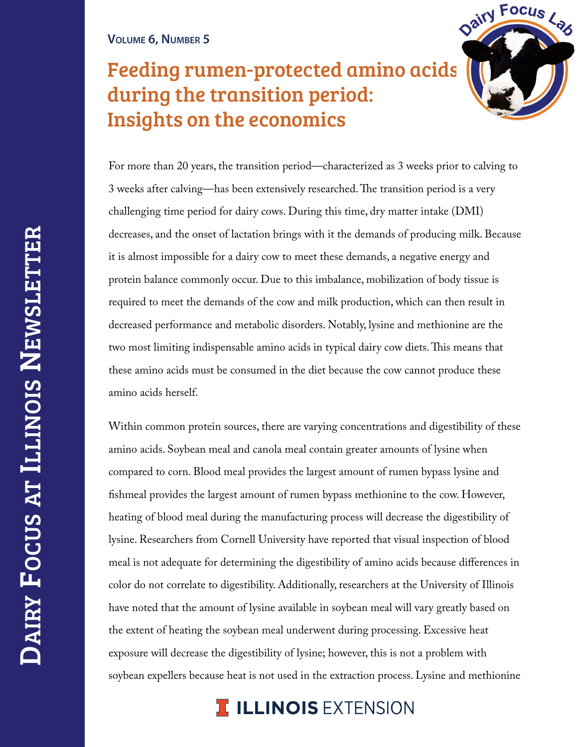Volume 6, Number 5

# Feeding rumen-protected amino acids during the transition period: Insights on the economics

For more than 20 years, the transition period—characterized as 3 weeks prior to calving to 3 weeks after calving—has been extensively researched. The transition period is a very challenging time period for dairy cows. During this time, dry matter intake (DMI) decreases, and the onset of lactation brings with it the demands of producing milk. Because it is almost impossible for a dairy cow to meet these demands, a negative energy and protein balance commonly occur. Due to this imbalance, mobilization of body tissue is required to meet the demands of the cow and milk production, which can then result in decreased performance and metabolic disorders. Notably, lysine and methionine are the two most limiting indispensable amino acids in typical dairy cow diets. This means that these amino acids must be consumed in the diet because the cow cannot produce these amino acids herself.

Within common protein sources, there are varying concentrations and digestibility of these amino acids. Soybean meal and canola meal contain greater amounts of lysine when compared to corn. Blood meal provides the largest amount of rumen bypass lysine and fishmeal provides the largest amount of rumen bypass methionine to the cow. However, heating of blood meal during the manufacturing process will decrease the digestibility of lysine. Researchers from Cornell University have reported that visual inspection of blood meal is not adequate for determining the digestibility of amino acids because differences in color do not correlate to digestibility. Additionally, researchers at the University of Illinois have noted that the amount of lysine available in soybean meal will vary greatly based on the extent of heating the soybean meal underwent during processing. Excessive heat exposure will decrease the digestibility of lysine; however, this is not a problem with soybean expellers because heat is not used in the extraction process. Lysine and methionine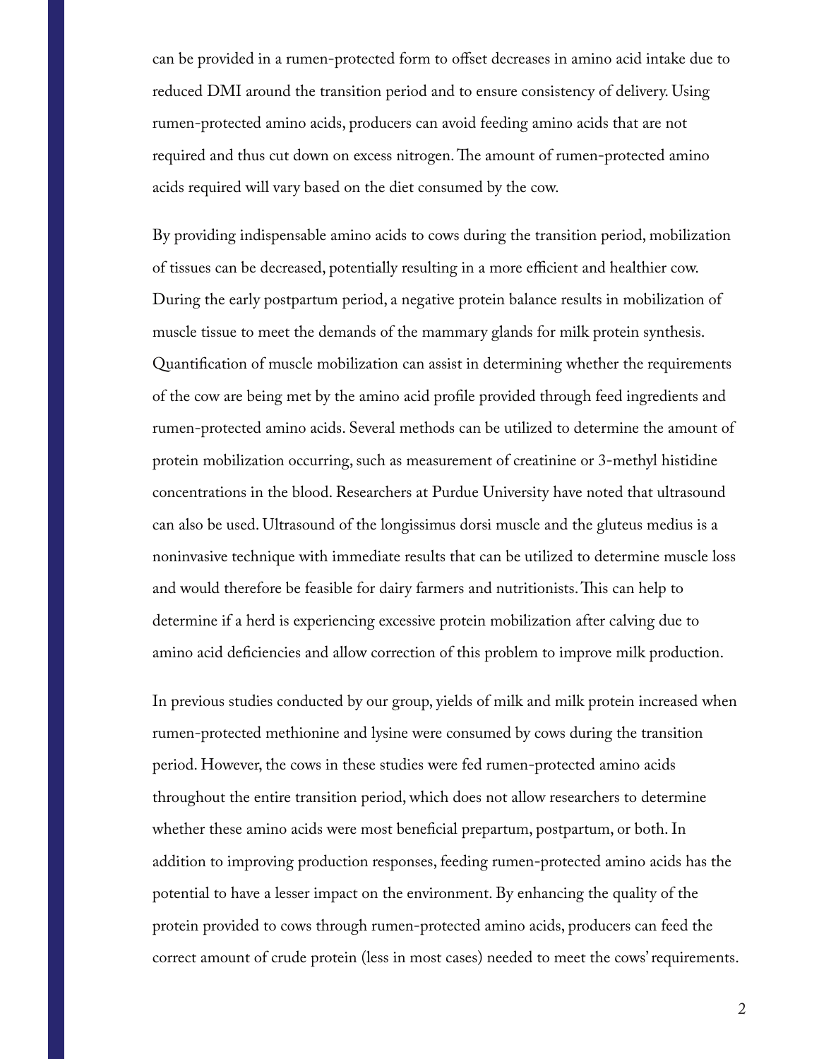can be provided in a rumen-protected form to offset decreases in amino acid intake due to reduced DMI around the transition period and to ensure consistency of delivery. Using rumen-protected amino acids, producers can avoid feeding amino acids that are not required and thus cut down on excess nitrogen. The amount of rumen-protected amino acids required will vary based on the diet consumed by the cow.

By providing indispensable amino acids to cows during the transition period, mobilization of tissues can be decreased, potentially resulting in a more efficient and healthier cow. During the early postpartum period, a negative protein balance results in mobilization of muscle tissue to meet the demands of the mammary glands for milk protein synthesis. Quantification of muscle mobilization can assist in determining whether the requirements of the cow are being met by the amino acid profile provided through feed ingredients and rumen-protected amino acids. Several methods can be utilized to determine the amount of protein mobilization occurring, such as measurement of creatinine or 3-methyl histidine concentrations in the blood. Researchers at Purdue University have noted that ultrasound can also be used. Ultrasound of the longissimus dorsi muscle and the gluteus medius is a noninvasive technique with immediate results that can be utilized to determine muscle loss and would therefore be feasible for dairy farmers and nutritionists. This can help to determine if a herd is experiencing excessive protein mobilization after calving due to amino acid deficiencies and allow correction of this problem to improve milk production.

In previous studies conducted by our group, yields of milk and milk protein increased when rumen-protected methionine and lysine were consumed by cows during the transition period. However, the cows in these studies were fed rumen-protected amino acids throughout the entire transition period, which does not allow researchers to determine whether these amino acids were most beneficial prepartum, postpartum, or both. In addition to improving production responses, feeding rumen-protected amino acids has the potential to have a lesser impact on the environment. By enhancing the quality of the protein provided to cows through rumen-protected amino acids, producers can feed the correct amount of crude protein (less in most cases) needed to meet the cows' requirements.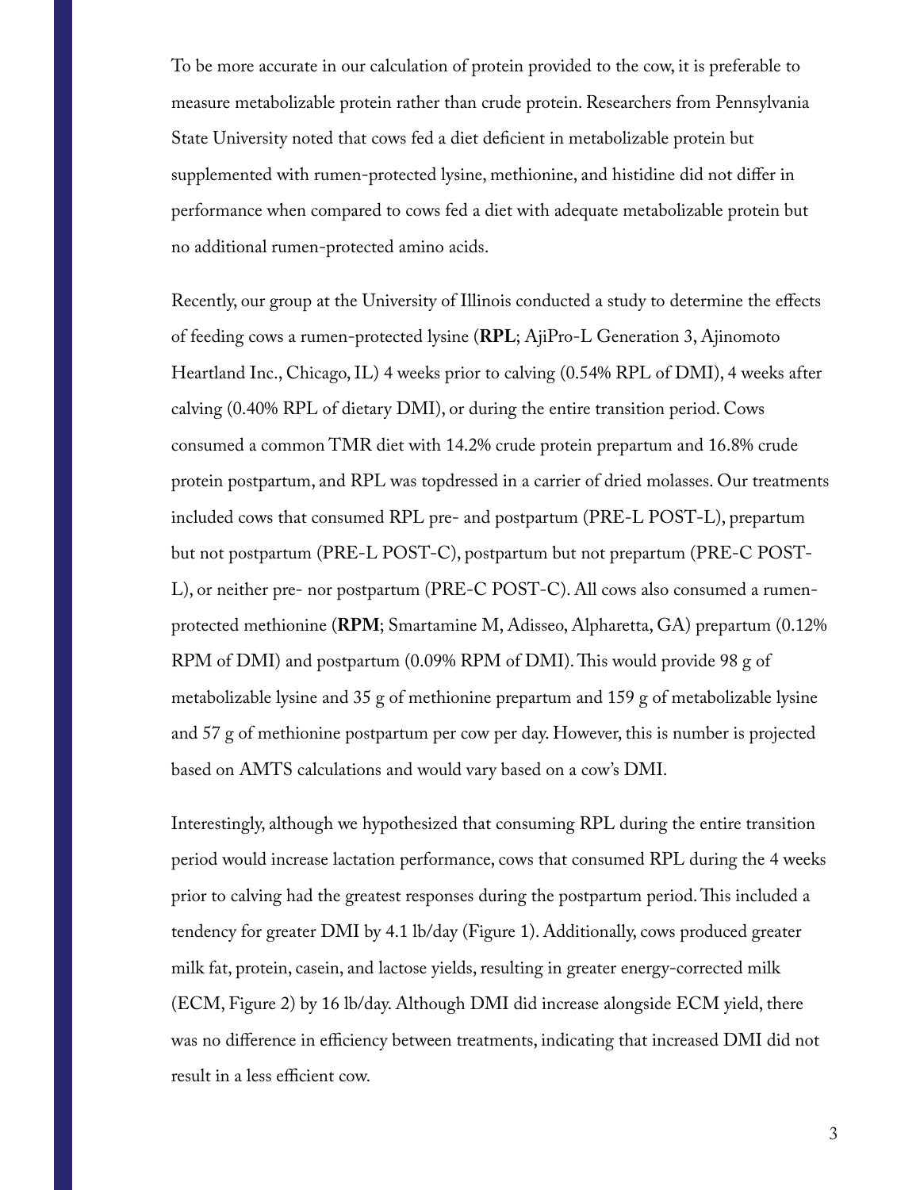To be more accurate in our calculation of protein provided to the cow, it is preferable to measure metabolizable protein rather than crude protein. Researchers from Pennsylvania State University noted that cows fed a diet deficient in metabolizable protein but supplemented with rumen-protected lysine, methionine, and histidine did not differ in performance when compared to cows fed a diet with adequate metabolizable protein but no additional rumen-protected amino acids.

Recently, our group at the University of Illinois conducted a study to determine the effects of feeding cows a rumen-protected lysine (**RPL**; AjiPro-L Generation 3, Ajinomoto Heartland Inc., Chicago, IL) 4 weeks prior to calving (0.54% RPL of DMI), 4 weeks after calving (0.40% RPL of dietary DMI), or during the entire transition period. Cows consumed a common TMR diet with 14.2% crude protein prepartum and 16.8% crude protein postpartum, and RPL was topdressed in a carrier of dried molasses. Our treatments included cows that consumed RPL pre- and postpartum (PRE-L POST-L), prepartum but not postpartum (PRE-L POST-C), postpartum but not prepartum (PRE-C POST-L), or neither pre- nor postpartum (PRE-C POST-C). All cows also consumed a rumen-protected methionine (**RPM**; Smartamine M, Adisseo, Alpharetta, GA) prepartum (0.12% RPM of DMI) and postpartum (0.09% RPM of DMI). This would provide 98 g of metabolizable lysine and 35 g of methionine prepartum and 159 g of metabolizable lysine and 57 g of methionine postpartum per cow per day. However, this is number is projected based on AMTS calculations and would vary based on a cow's DMI.

Interestingly, although we hypothesized that consuming RPL during the entire transition period would increase lactation performance, cows that consumed RPL during the 4 weeks prior to calving had the greatest responses during the postpartum period. This included a tendency for greater DMI by 4.1 lb/day (Figure 1). Additionally, cows produced greater milk fat, protein, casein, and lactose yields, resulting in greater energy-corrected milk (ECM, Figure 2) by 16 lb/day. Although DMI did increase alongside ECM yield, there was no difference in efficiency between treatments, indicating that increased DMI did not result in a less efficient cow.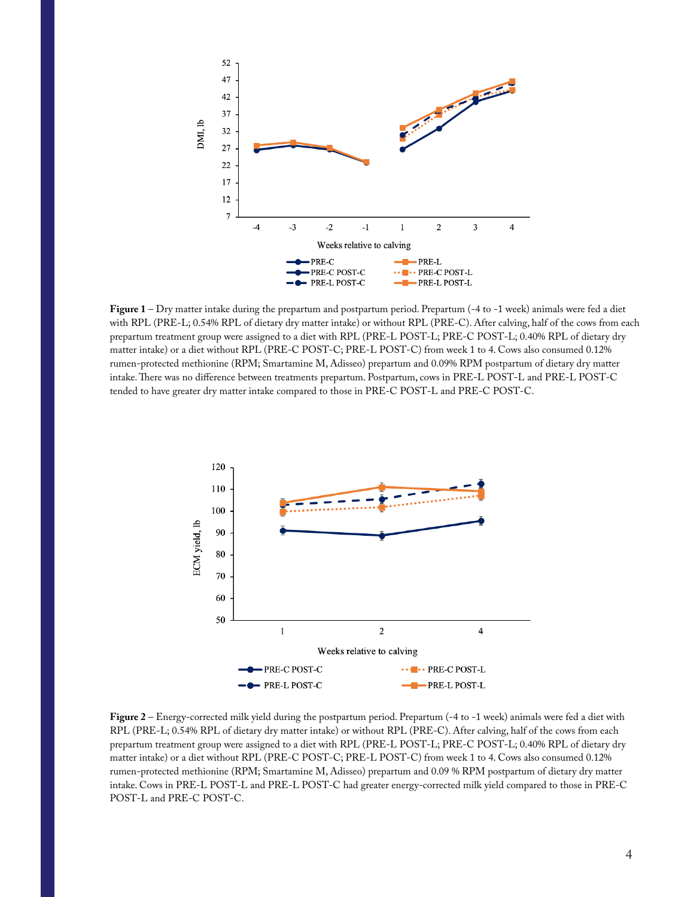**Figure 1** – Dry matter intake during the prepartum and postpartum period. Prepartum (-4 to -1 week) animals were fed a diet with RPL (PRE-L; 0.54% RPL of dietary dry matter intake) or without RPL (PRE-C). After calving, half of the cows from each prepartum treatment group were assigned to a diet with RPL (PRE-L POST-L; PRE-C POST-L; 0.40% RPL of dietary dry matter intake) or a diet without RPL (PRE-C POST-C; PRE-L POST-C) from week 1 to 4. Cows also consumed 0.12% rumen-protected methionine (RPM; Smartamine M, Adisseo) prepartum and 0.09% RPM postpartum of dietary dry matter intake. There was no difference between treatments prepartum. Postpartum, cows in PRE-L POST-L and PRE-L POST-C tended to have greater dry matter intake compared to those in PRE-C POST-L and PRE-C POST-C.

**Figure 2** – Energy-corrected milk yield during the postpartum period. Prepartum (-4 to -1 week) animals were fed a diet with RPL (PRE-L; 0.54% RPL of dietary dry matter intake) or without RPL (PRE-C). After calving, half of the cows from each prepartum treatment group were assigned to a diet with RPL (PRE-L POST-L; PRE-C POST-L; 0.40% RPL of dietary dry matter intake) or a diet without RPL (PRE-C POST-C; PRE-L POST-C) from week 1 to 4. Cows also consumed 0.12% rumen-protected methionine (RPM; Smartamine M, Adisseo) prepartum and 0.09 % RPM postpartum of dietary dry matter intake. Cows in PRE-L POST-L and PRE-L POST-C had greater energy-corrected milk yield compared to those in PRE-C POST-L and PRE-C POST-C.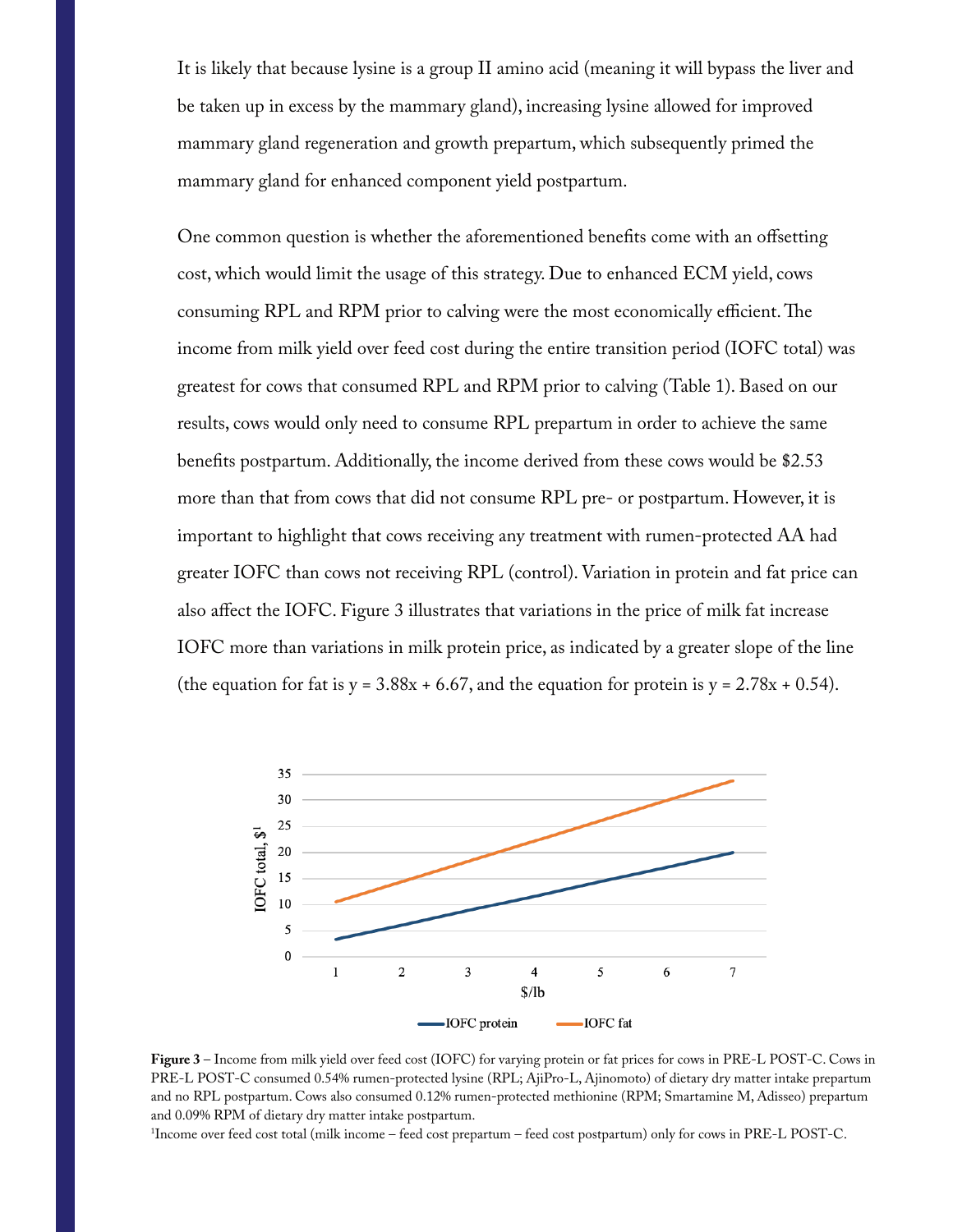It is likely that because lysine is a group II amino acid (meaning it will bypass the liver and be taken up in excess by the mammary gland), increasing lysine allowed for improved mammary gland regeneration and growth prepartum, which subsequently primed the mammary gland for enhanced component yield postpartum.

One common question is whether the aforementioned benefits come with an offsetting cost, which would limit the usage of this strategy. Due to enhanced ECM yield, cows consuming RPL and RPM prior to calving were the most economically efficient. The income from milk yield over feed cost during the entire transition period (IOFC total) was greatest for cows that consumed RPL and RPM prior to calving (Table 1). Based on our results, cows would only need to consume RPL prepartum in order to achieve the same benefits postpartum. Additionally, the income derived from these cows would be \$2.53 more than that from cows that did not consume RPL pre- or postpartum. However, it is important to highlight that cows receiving any treatment with rumen-protected AA had greater IOFC than cows not receiving RPL (control). Variation in protein and fat price can also affect the IOFC. Figure 3 illustrates that variations in the price of milk fat increase IOFC more than variations in milk protein price, as indicated by a greater slope of the line (the equation for fat is $y = 3.88x + 6.67$, and the equation for protein is $y = 2.78x + 0.54$).

**Figure 3** – Income from milk yield over feed cost (IOFC) for varying protein or fat prices for cows in PRE-L POST-C. Cows in PRE-L POST-C consumed 0.54% rumen-protected lysine (RPL; AjiPro-L, Ajinomoto) of dietary dry matter intake prepartum and no RPL postpartum. Cows also consumed 0.12% rumen-protected methionine (RPM; Smartamine M, Adisseo) prepartum and 0.09% RPM of dietary dry matter intake postpartum.

[1]Income over feed cost total (milk income – feed cost prepartum – feed cost postpartum) only for cows in PRE-L POST-C.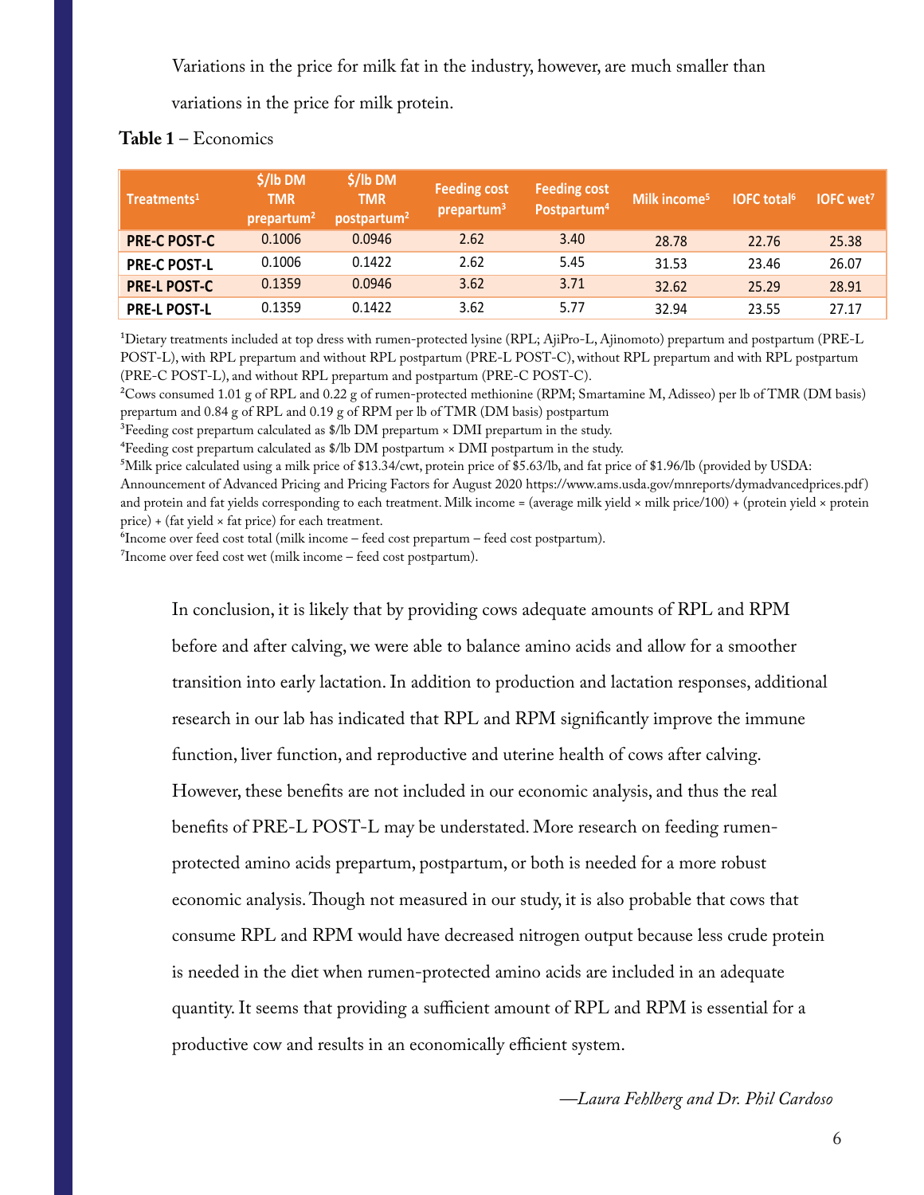Variations in the price for milk fat in the industry, however, are much smaller than variations in the price for milk protein.

**Table 1** – Economics

| Treatments[1] | $/lb DM TMR prepartum[2] | $/lb DM TMR postpartum[2] | Feeding cost prepartum[3] | Feeding cost Postpartum[4] | Milk income[5] | IOFC total[6] | IOFC wet[7] |
|---|---|---|---|---|---|---|---|
| **PRE-C POST-C** | 0.1006 | 0.0946 | 2.62 | 3.40 | 28.78 | 22.76 | 25.38 |
| **PRE-C POST-L** | 0.1006 | 0.1422 | 2.62 | 5.45 | 31.53 | 23.46 | 26.07 |
| **PRE-L POST-C** | 0.1359 | 0.0946 | 3.62 | 3.71 | 32.62 | 25.29 | 28.91 |
| **PRE-L POST-L** | 0.1359 | 0.1422 | 3.62 | 5.77 | 32.94 | 23.55 | 27.17 |

[1]Dietary treatments included at top dress with rumen-protected lysine (RPL; AjiPro-L, Ajinomoto) prepartum and postpartum (PRE-L POST-L), with RPL prepartum and without RPL postpartum (PRE-L POST-C), without RPL prepartum and with RPL postpartum (PRE-C POST-L), and without RPL prepartum and postpartum (PRE-C POST-C).

[2]Cows consumed 1.01 g of RPL and 0.22 g of rumen-protected methionine (RPM; Smartamine M, Adisseo) per lb of TMR (DM basis) prepartum and 0.84 g of RPL and 0.19 g of RPM per lb of TMR (DM basis) postpartum

[3]Feeding cost prepartum calculated as $/lb DM prepartum × DMI prepartum in the study.

[4]Feeding cost prepartum calculated as $/lb DM postpartum × DMI postpartum in the study.

[5]Milk price calculated using a milk price of $13.34/cwt, protein price of $5.63/lb, and fat price of $1.96/lb (provided by USDA: Announcement of Advanced Pricing and Pricing Factors for August 2020 https://www.ams.usda.gov/mnreports/dymadvancedprices.pdf) and protein and fat yields corresponding to each treatment. Milk income = (average milk yield × milk price/100) + (protein yield × protein price) + (fat yield × fat price) for each treatment.

[6]Income over feed cost total (milk income – feed cost prepartum – feed cost postpartum).

[7]Income over feed cost wet (milk income – feed cost postpartum).

In conclusion, it is likely that by providing cows adequate amounts of RPL and RPM before and after calving, we were able to balance amino acids and allow for a smoother transition into early lactation. In addition to production and lactation responses, additional research in our lab has indicated that RPL and RPM significantly improve the immune function, liver function, and reproductive and uterine health of cows after calving. However, these benefits are not included in our economic analysis, and thus the real benefits of PRE-L POST-L may be understated. More research on feeding rumen-protected amino acids prepartum, postpartum, or both is needed for a more robust economic analysis. Though not measured in our study, it is also probable that cows that consume RPL and RPM would have decreased nitrogen output because less crude protein is needed in the diet when rumen-protected amino acids are included in an adequate quantity. It seems that providing a sufficient amount of RPL and RPM is essential for a productive cow and results in an economically efficient system.

*—Laura Fehlberg and Dr. Phil Cardoso*